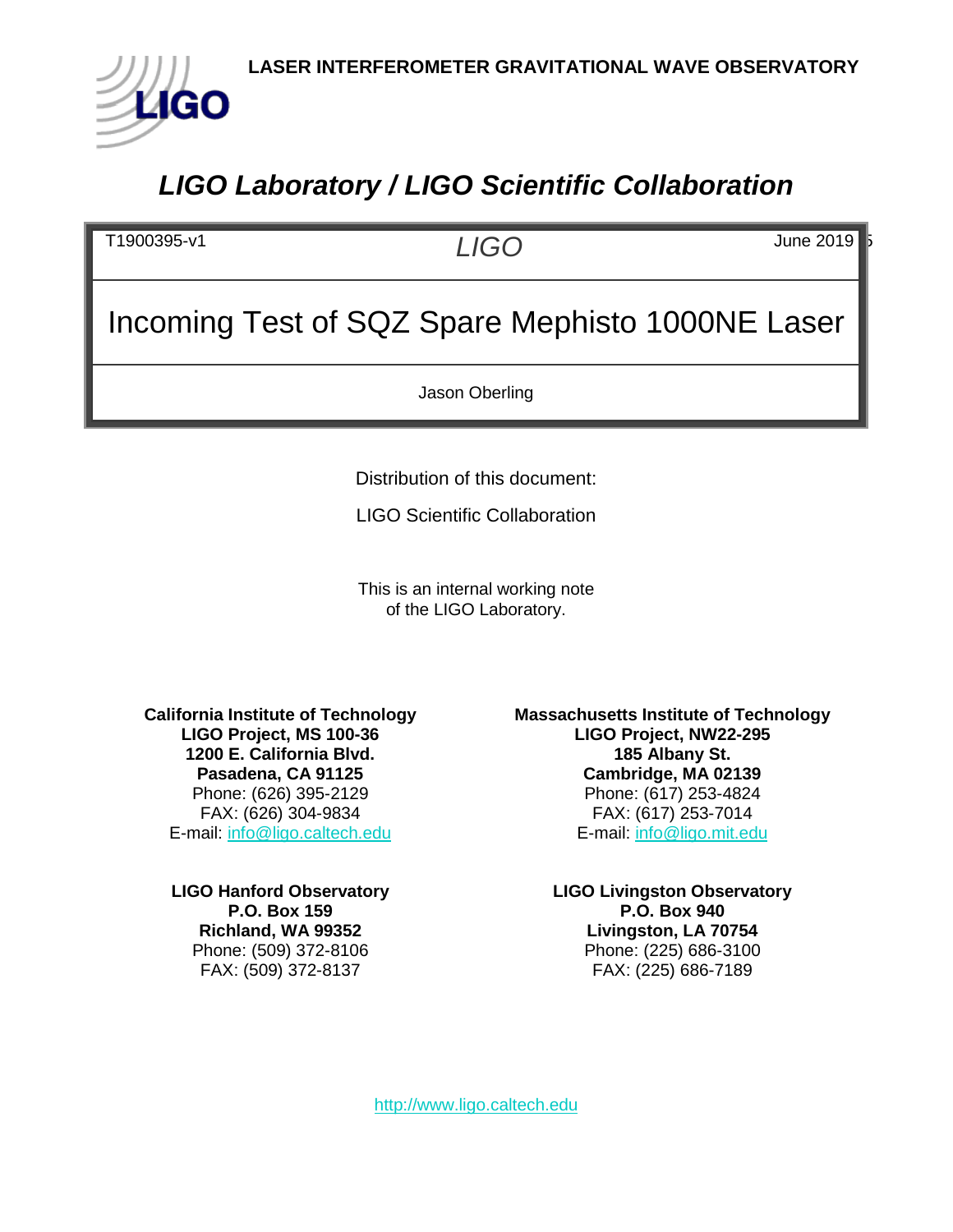LASER INTERFEROMETER GRAVITATIONAL WAVE OBSERVATORY

# *LIGO Laboratory / LIGO Scientific Collaboration*

| T1900395-v1 | *LIGO* | June 2019 |
|---|---|---|

# Incoming Test of SQZ Spare Mephisto 1000NE Laser

Jason Oberling

Distribution of this document:

LIGO Scientific Collaboration

This is an internal working note
of the LIGO Laboratory.

**California Institute of Technology**
**LIGO Project, MS 100-36**
**1200 E. California Blvd.**
**Pasadena, CA 91125**
Phone: (626) 395-2129
FAX: (626) 304-9834
E-mail: info@ligo.caltech.edu

**Massachusetts Institute of Technology**
**LIGO Project, NW22-295**
**185 Albany St.**
**Cambridge, MA 02139**
Phone: (617) 253-4824
FAX: (617) 253-7014
E-mail: info@ligo.mit.edu

**LIGO Hanford Observatory**
**P.O. Box 159**
**Richland, WA 99352**
Phone: (509) 372-8106
FAX: (509) 372-8137

**LIGO Livingston Observatory**
**P.O. Box 940**
**Livingston, LA 70754**
Phone: (225) 686-3100
FAX: (225) 686-7189

http://www.ligo.caltech.edu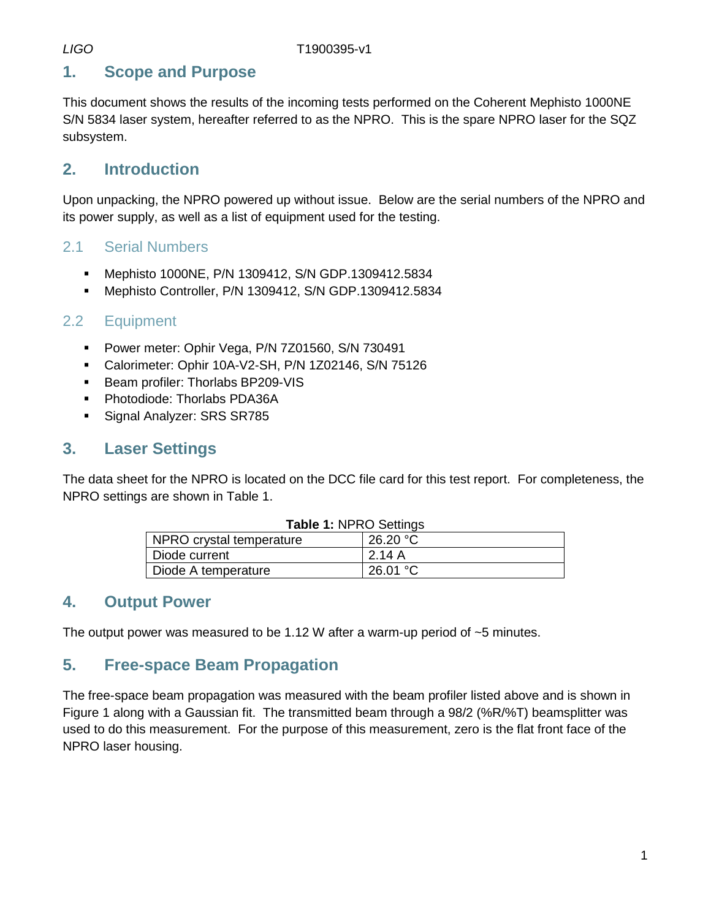## 1. Scope and Purpose

This document shows the results of the incoming tests performed on the Coherent Mephisto 1000NE S/N 5834 laser system, hereafter referred to as the NPRO. This is the spare NPRO laser for the SQZ subsystem.

## 2. Introduction

Upon unpacking, the NPRO powered up without issue. Below are the serial numbers of the NPRO and its power supply, as well as a list of equipment used for the testing.

### 2.1 Serial Numbers

- Mephisto 1000NE, P/N 1309412, S/N GDP.1309412.5834
- Mephisto Controller, P/N 1309412, S/N GDP.1309412.5834

### 2.2 Equipment

- Power meter: Ophir Vega, P/N 7Z01560, S/N 730491
- Calorimeter: Ophir 10A-V2-SH, P/N 1Z02146, S/N 75126
- Beam profiler: Thorlabs BP209-VIS
- Photodiode: Thorlabs PDA36A
- Signal Analyzer: SRS SR785

## 3. Laser Settings

The data sheet for the NPRO is located on the DCC file card for this test report. For completeness, the NPRO settings are shown in Table 1.

**Table 1:** NPRO Settings

| | |
|---|---|
| NPRO crystal temperature | 26.20 °C |
| Diode current | 2.14 A |
| Diode A temperature | 26.01 °C |

## 4. Output Power

The output power was measured to be 1.12 W after a warm-up period of ~5 minutes.

## 5. Free-space Beam Propagation

The free-space beam propagation was measured with the beam profiler listed above and is shown in Figure 1 along with a Gaussian fit. The transmitted beam through a 98/2 (%R/%T) beamsplitter was used to do this measurement. For the purpose of this measurement, zero is the flat front face of the NPRO laser housing.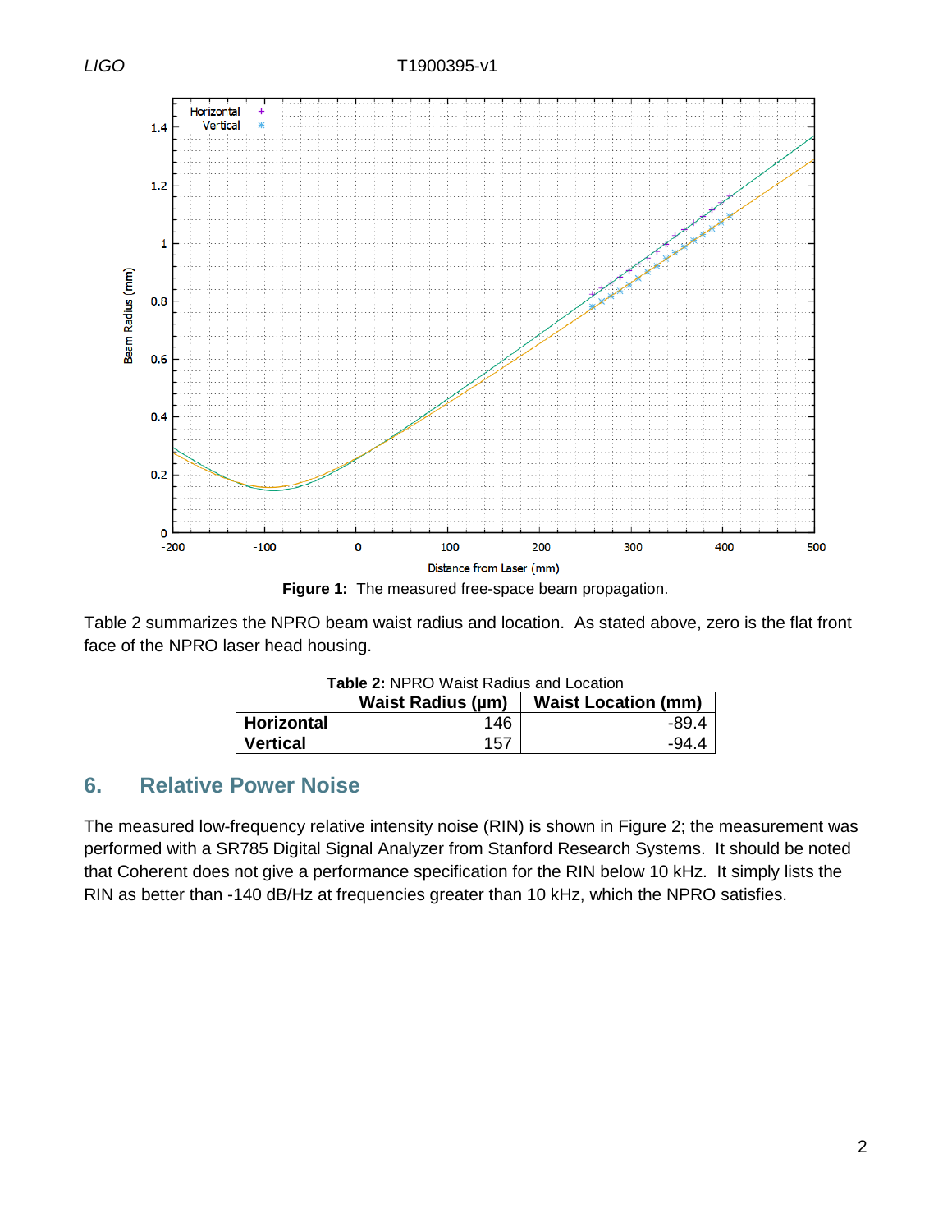**Figure 1:** The measured free-space beam propagation.

Table 2 summarizes the NPRO beam waist radius and location. As stated above, zero is the flat front face of the NPRO laser head housing.

**Table 2:** NPRO Waist Radius and Location

| | Waist Radius (μm) | Waist Location (mm) |
|---|---|---|
| **Horizontal** | 146 | -89.4 |
| **Vertical** | 157 | -94.4 |

## 6. Relative Power Noise

The measured low-frequency relative intensity noise (RIN) is shown in Figure 2; the measurement was performed with a SR785 Digital Signal Analyzer from Stanford Research Systems. It should be noted that Coherent does not give a performance specification for the RIN below 10 kHz. It simply lists the RIN as better than -140 dB/Hz at frequencies greater than 10 kHz, which the NPRO satisfies.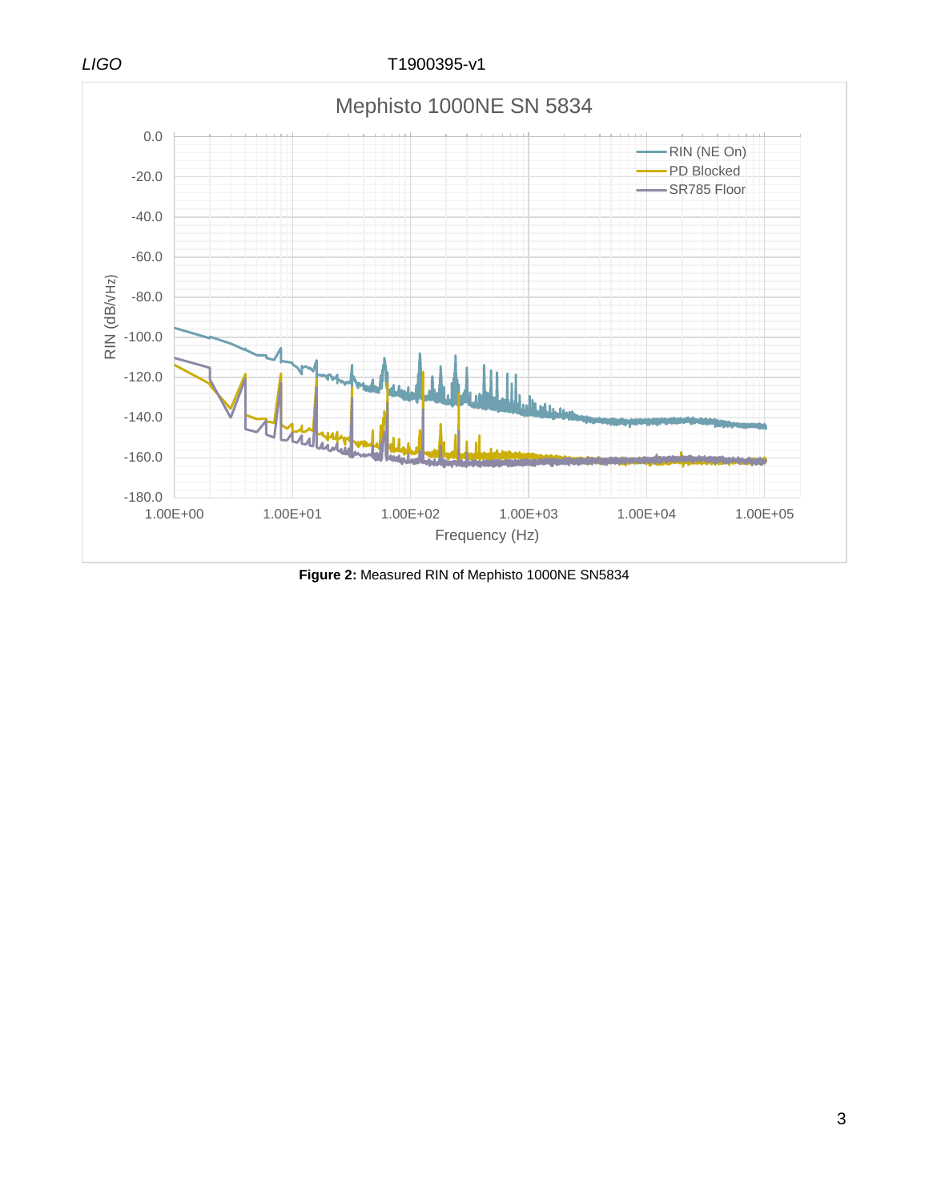Mephisto 1000NE SN 5834

RIN (dB/√Hz)

0.0
-20.0
-40.0
-60.0
-80.0
-100.0
-120.0
-140.0
-160.0
-180.0

1.00E+00
1.00E+01
1.00E+02
1.00E+03
1.00E+04
1.00E+05

Frequency (Hz)

RIN (NE On)
PD Blocked
SR785 Floor

**Figure 2:** Measured RIN of Mephisto 1000NE SN5834